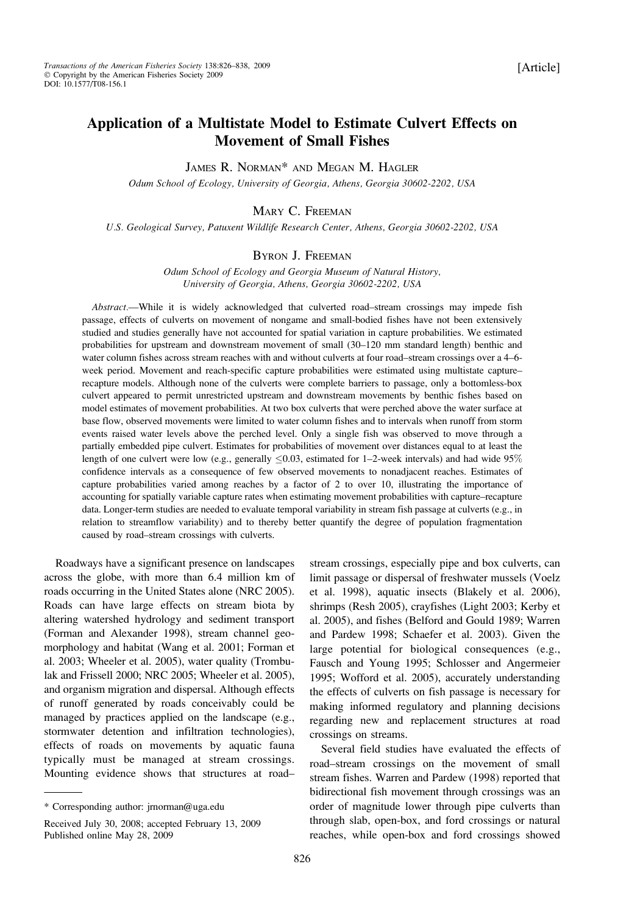[Article]

# Application of a Multistate Model to Estimate Culvert Effects on Movement of Small Fishes

James R. Norman* and Megan M. Hagler

*Odum School of Ecology, University of Georgia, Athens, Georgia 30602-2202, USA*

Mary C. Freeman

*U.S. Geological Survey, Patuxent Wildlife Research Center, Athens, Georgia 30602-2202, USA*

Byron J. Freeman

*Odum School of Ecology and Georgia Museum of Natural History, University of Georgia, Athens, Georgia 30602-2202, USA*

*Abstract.*—While it is widely acknowledged that culverted road–stream crossings may impede fish passage, effects of culverts on movement of nongame and small-bodied fishes have not been extensively studied and studies generally have not accounted for spatial variation in capture probabilities. We estimated probabilities for upstream and downstream movement of small (30–120 mm standard length) benthic and water column fishes across stream reaches with and without culverts at four road–stream crossings over a 4–6-week period. Movement and reach-specific capture probabilities were estimated using multistate capture–recapture models. Although none of the culverts were complete barriers to passage, only a bottomless-box culvert appeared to permit unrestricted upstream and downstream movements by benthic fishes based on model estimates of movement probabilities. At two box culverts that were perched above the water surface at base flow, observed movements were limited to water column fishes and to intervals when runoff from storm events raised water levels above the perched level. Only a single fish was observed to move through a partially embedded pipe culvert. Estimates for probabilities of movement over distances equal to at least the length of one culvert were low (e.g., generally $\leq$0.03, estimated for 1–2-week intervals) and had wide 95% confidence intervals as a consequence of few observed movements to nonadjacent reaches. Estimates of capture probabilities varied among reaches by a factor of 2 to over 10, illustrating the importance of accounting for spatially variable capture rates when estimating movement probabilities with capture–recapture data. Longer-term studies are needed to evaluate temporal variability in stream fish passage at culverts (e.g., in relation to streamflow variability) and to thereby better quantify the degree of population fragmentation caused by road–stream crossings with culverts.

Roadways have a significant presence on landscapes across the globe, with more than 6.4 million km of roads occurring in the United States alone (NRC 2005). Roads can have large effects on stream biota by altering watershed hydrology and sediment transport (Forman and Alexander 1998), stream channel geomorphology and habitat (Wang et al. 2001; Forman et al. 2003; Wheeler et al. 2005), water quality (Trombulak and Frissell 2000; NRC 2005; Wheeler et al. 2005), and organism migration and dispersal. Although effects of runoff generated by roads conceivably could be managed by practices applied on the landscape (e.g., stormwater detention and infiltration technologies), effects of roads on movements by aquatic fauna typically must be managed at stream crossings. Mounting evidence shows that structures at road–stream crossings, especially pipe and box culverts, can limit passage or dispersal of freshwater mussels (Voelz et al. 1998), aquatic insects (Blakely et al. 2006), shrimps (Resh 2005), crayfishes (Light 2003; Kerby et al. 2005), and fishes (Belford and Gould 1989; Warren and Pardew 1998; Schaefer et al. 2003). Given the large potential for biological consequences (e.g., Fausch and Young 1995; Schlosser and Angermeier 1995; Wofford et al. 2005), accurately understanding the effects of culverts on fish passage is necessary for making informed regulatory and planning decisions regarding new and replacement structures at road crossings on streams.

Several field studies have evaluated the effects of road–stream crossings on the movement of small stream fishes. Warren and Pardew (1998) reported that bidirectional fish movement through crossings was an order of magnitude lower through pipe culverts than through slab, open-box, and ford crossings or natural reaches, while open-box and ford crossings showed

---

\* Corresponding author: jrnorman@uga.edu

Received July 30, 2008; accepted February 13, 2009
Published online May 28, 2009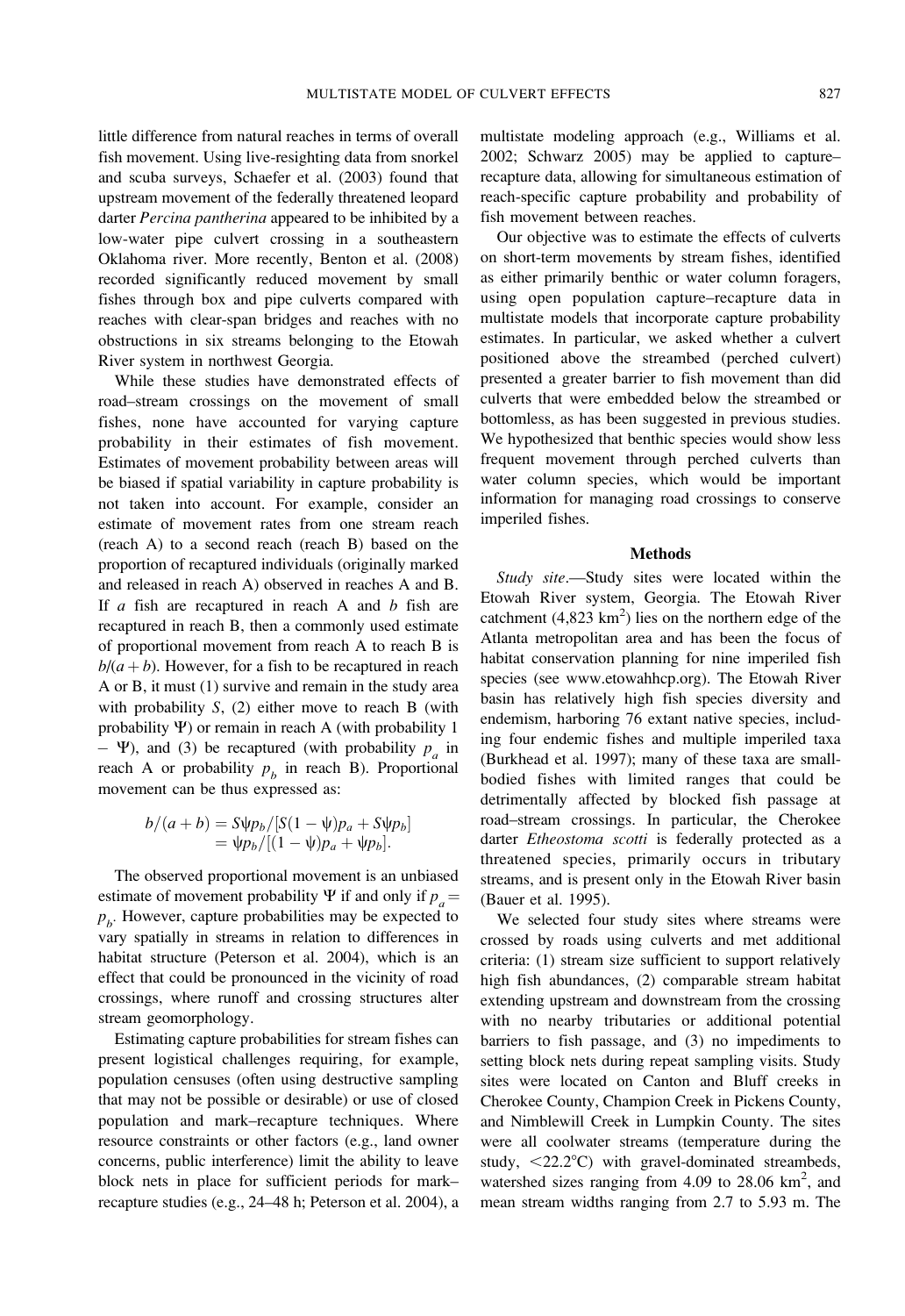little difference from natural reaches in terms of overall fish movement. Using live-resighting data from snorkel and scuba surveys, Schaefer et al. (2003) found that upstream movement of the federally threatened leopard darter *Percina pantherina* appeared to be inhibited by a low-water pipe culvert crossing in a southeastern Oklahoma river. More recently, Benton et al. (2008) recorded significantly reduced movement by small fishes through box and pipe culverts compared with reaches with clear-span bridges and reaches with no obstructions in six streams belonging to the Etowah River system in northwest Georgia.

While these studies have demonstrated effects of road–stream crossings on the movement of small fishes, none have accounted for varying capture probability in their estimates of fish movement. Estimates of movement probability between areas will be biased if spatial variability in capture probability is not taken into account. For example, consider an estimate of movement rates from one stream reach (reach A) to a second reach (reach B) based on the proportion of recaptured individuals (originally marked and released in reach A) observed in reaches A and B. If $a$ fish are recaptured in reach A and $b$ fish are recaptured in reach B, then a commonly used estimate of proportional movement from reach A to reach B is $b/(a + b)$. However, for a fish to be recaptured in reach A or B, it must (1) survive and remain in the study area with probability $S$, (2) either move to reach B (with probability $\Psi$) or remain in reach A (with probability $1 - \Psi$), and (3) be recaptured (with probability $p_a$ in reach A or probability $p_b$ in reach B). Proportional movement can be thus expressed as:

$$
\begin{aligned}
b/(a+b) &= S\psi p_b/[S(1-\psi)p_a + S\psi p_b] \\
&= \psi p_b/[(1-\psi)p_a + \psi p_b].
\end{aligned}
$$

The observed proportional movement is an unbiased estimate of movement probability $\Psi$ if and only if $p_a = p_b$. However, capture probabilities may be expected to vary spatially in streams in relation to differences in habitat structure (Peterson et al. 2004), which is an effect that could be pronounced in the vicinity of road crossings, where runoff and crossing structures alter stream geomorphology.

Estimating capture probabilities for stream fishes can present logistical challenges requiring, for example, population censuses (often using destructive sampling that may not be possible or desirable) or use of closed population and mark–recapture techniques. Where resource constraints or other factors (e.g., land owner concerns, public interference) limit the ability to leave block nets in place for sufficient periods for mark–recapture studies (e.g., 24–48 h; Peterson et al. 2004), a multistate modeling approach (e.g., Williams et al. 2002; Schwarz 2005) may be applied to capture–recapture data, allowing for simultaneous estimation of reach-specific capture probability and probability of fish movement between reaches.

Our objective was to estimate the effects of culverts on short-term movements by stream fishes, identified as either primarily benthic or water column foragers, using open population capture–recapture data in multistate models that incorporate capture probability estimates. In particular, we asked whether a culvert positioned above the streambed (perched culvert) presented a greater barrier to fish movement than did culverts that were embedded below the streambed or bottomless, as has been suggested in previous studies. We hypothesized that benthic species would show less frequent movement through perched culverts than water column species, which would be important information for managing road crossings to conserve imperiled fishes.

## Methods

*Study site*.—Study sites were located within the Etowah River system, Georgia. The Etowah River catchment (4,823 km$^2$) lies on the northern edge of the Atlanta metropolitan area and has been the focus of habitat conservation planning for nine imperiled fish species (see www.etowahhcp.org). The Etowah River basin has relatively high fish species diversity and endemism, harboring 76 extant native species, including four endemic fishes and multiple imperiled taxa (Burkhead et al. 1997); many of these taxa are small-bodied fishes with limited ranges that could be detrimentally affected by blocked fish passage at road–stream crossings. In particular, the Cherokee darter *Etheostoma scotti* is federally protected as a threatened species, primarily occurs in tributary streams, and is present only in the Etowah River basin (Bauer et al. 1995).

We selected four study sites where streams were crossed by roads using culverts and met additional criteria: (1) stream size sufficient to support relatively high fish abundances, (2) comparable stream habitat extending upstream and downstream from the crossing with no nearby tributaries or additional potential barriers to fish passage, and (3) no impediments to setting block nets during repeat sampling visits. Study sites were located on Canton and Bluff creeks in Cherokee County, Champion Creek in Pickens County, and Nimblewill Creek in Lumpkin County. The sites were all coolwater streams (temperature during the study, $<22.2$°C) with gravel-dominated streambeds, watershed sizes ranging from 4.09 to 28.06 km$^2$, and mean stream widths ranging from 2.7 to 5.93 m. The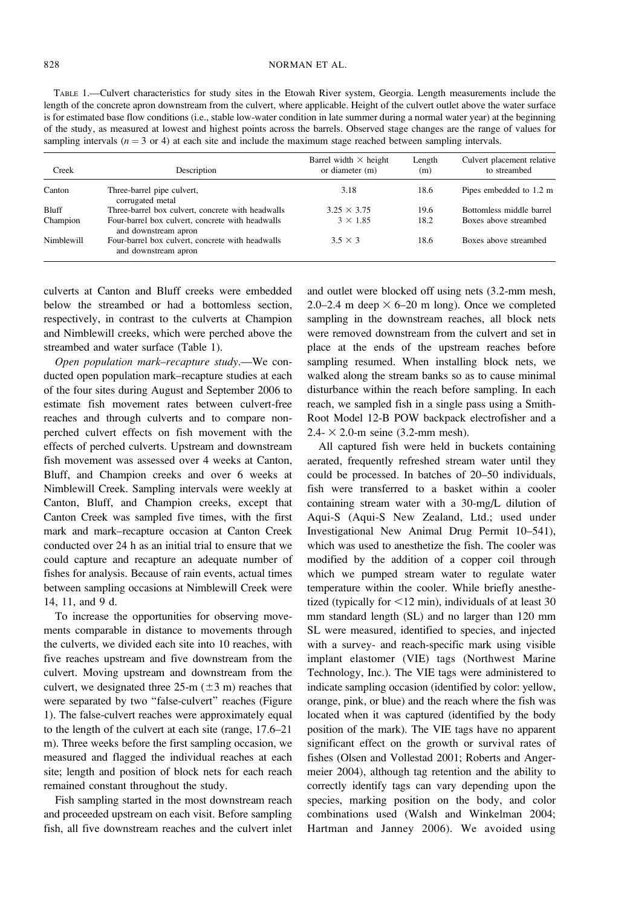TABLE 1.—Culvert characteristics for study sites in the Etowah River system, Georgia. Length measurements include the length of the concrete apron downstream from the culvert, where applicable. Height of the culvert outlet above the water surface is for estimated base flow conditions (i.e., stable low-water condition in late summer during a normal water year) at the beginning of the study, as measured at lowest and highest points across the barrels. Observed stage changes are the range of values for sampling intervals ($n = 3$ or 4) at each site and include the maximum stage reached between sampling intervals.

| Creek | Description | Barrel width × height or diameter (m) | Length (m) | Culvert placement relative to streambed |
|---|---|---|---|---|
| Canton | Three-barrel pipe culvert, corrugated metal | 3.18 | 18.6 | Pipes embedded to 1.2 m |
| Bluff | Three-barrel box culvert, concrete with headwalls | 3.25 × 3.75 | 19.6 | Bottomless middle barrel |
| Champion | Four-barrel box culvert, concrete with headwalls and downstream apron | 3 × 1.85 | 18.2 | Boxes above streambed |
| Nimblewill | Four-barrel box culvert, concrete with headwalls and downstream apron | 3.5 × 3 | 18.6 | Boxes above streambed |

culverts at Canton and Bluff creeks were embedded below the streambed or had a bottomless section, respectively, in contrast to the culverts at Champion and Nimblewill creeks, which were perched above the streambed and water surface (Table 1).

*Open population mark–recapture study*.—We conducted open population mark–recapture studies at each of the four sites during August and September 2006 to estimate fish movement rates between culvert-free reaches and through culverts and to compare nonperched culvert effects on fish movement with the effects of perched culverts. Upstream and downstream fish movement was assessed over 4 weeks at Canton, Bluff, and Champion creeks and over 6 weeks at Nimblewill Creek. Sampling intervals were weekly at Canton, Bluff, and Champion creeks, except that Canton Creek was sampled five times, with the first mark and mark–recapture occasion at Canton Creek conducted over 24 h as an initial trial to ensure that we could capture and recapture an adequate number of fishes for analysis. Because of rain events, actual times between sampling occasions at Nimblewill Creek were 14, 11, and 9 d.

To increase the opportunities for observing movements comparable in distance to movements through the culverts, we divided each site into 10 reaches, with five reaches upstream and five downstream from the culvert. Moving upstream and downstream from the culvert, we designated three 25-m (±3 m) reaches that were separated by two "false-culvert" reaches (Figure 1). The false-culvert reaches were approximately equal to the length of the culvert at each site (range, 17.6–21 m). Three weeks before the first sampling occasion, we measured and flagged the individual reaches at each site; length and position of block nets for each reach remained constant throughout the study.

Fish sampling started in the most downstream reach and proceeded upstream on each visit. Before sampling fish, all five downstream reaches and the culvert inlet and outlet were blocked off using nets (3.2-mm mesh, 2.0–2.4 m deep × 6–20 m long). Once we completed sampling in the downstream reaches, all block nets were removed downstream from the culvert and set in place at the ends of the upstream reaches before sampling resumed. When installing block nets, we walked along the stream banks so as to cause minimal disturbance within the reach before sampling. In each reach, we sampled fish in a single pass using a Smith-Root Model 12-B POW backpack electrofisher and a 2.4- × 2.0-m seine (3.2-mm mesh).

All captured fish were held in buckets containing aerated, frequently refreshed stream water until they could be processed. In batches of 20–50 individuals, fish were transferred to a basket within a cooler containing stream water with a 30-mg/L dilution of Aqui-S (Aqui-S New Zealand, Ltd.; used under Investigational New Animal Drug Permit 10–541), which was used to anesthetize the fish. The cooler was modified by the addition of a copper coil through which we pumped stream water to regulate water temperature within the cooler. While briefly anesthetized (typically for <12 min), individuals of at least 30 mm standard length (SL) and no larger than 120 mm SL were measured, identified to species, and injected with a survey- and reach-specific mark using visible implant elastomer (VIE) tags (Northwest Marine Technology, Inc.). The VIE tags were administered to indicate sampling occasion (identified by color: yellow, orange, pink, or blue) and the reach where the fish was located when it was captured (identified by the body position of the mark). The VIE tags have no apparent significant effect on the growth or survival rates of fishes (Olsen and Vollestad 2001; Roberts and Angermeier 2004), although tag retention and the ability to correctly identify tags can vary depending upon the species, marking position on the body, and color combinations used (Walsh and Winkelman 2004; Hartman and Janney 2006). We avoided using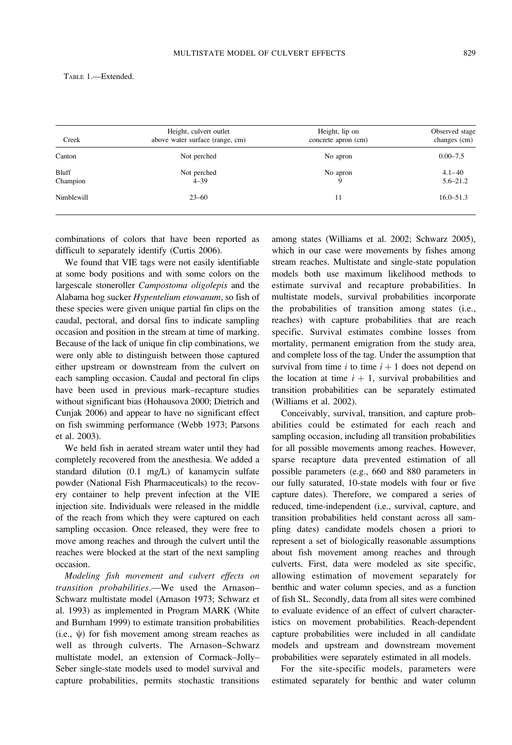TABLE 1.—Extended.

| Creek | Height, culvert outlet above water surface (range, cm) | Height, lip on concrete apron (cm) | Observed stage changes (cm) |
|---|---|---|---|
| Canton | Not perched | No apron | 0.00–7.5 |
| Bluff | Not perched | No apron | 4.1–40 |
| Champion | 4–39 | 9 | 5.6–21.2 |
| Nimblewill | 23–60 | 11 | 16.0–51.3 |

combinations of colors that have been reported as difficult to separately identify (Curtis 2006).

We found that VIE tags were not easily identifiable at some body positions and with some colors on the largescale stoneroller *Campostoma oligolepis* and the Alabama hog sucker *Hypentelium etowanum*, so fish of these species were given unique partial fin clips on the caudal, pectoral, and dorsal fins to indicate sampling occasion and position in the stream at time of marking. Because of the lack of unique fin clip combinations, we were only able to distinguish between those captured either upstream or downstream from the culvert on each sampling occasion. Caudal and pectoral fin clips have been used in previous mark–recapture studies without significant bias (Hohausova 2000; Dietrich and Cunjak 2006) and appear to have no significant effect on fish swimming performance (Webb 1973; Parsons et al. 2003).

We held fish in aerated stream water until they had completely recovered from the anesthesia. We added a standard dilution (0.1 mg/L) of kanamycin sulfate powder (National Fish Pharmaceuticals) to the recovery container to help prevent infection at the VIE injection site. Individuals were released in the middle of the reach from which they were captured on each sampling occasion. Once released, they were free to move among reaches and through the culvert until the reaches were blocked at the start of the next sampling occasion.

*Modeling fish movement and culvert effects on transition probabilities.*—We used the Arnason–Schwarz multistate model (Arnason 1973; Schwarz et al. 1993) as implemented in Program MARK (White and Burnham 1999) to estimate transition probabilities (i.e., $\psi$) for fish movement among stream reaches as well as through culverts. The Arnason–Schwarz multistate model, an extension of Cormack–Jolly–Seber single-state models used to model survival and capture probabilities, permits stochastic transitions among states (Williams et al. 2002; Schwarz 2005), which in our case were movements by fishes among stream reaches. Multistate and single-state population models both use maximum likelihood methods to estimate survival and recapture probabilities. In multistate models, survival probabilities incorporate the probabilities of transition among states (i.e., reaches) with capture probabilities that are reach specific. Survival estimates combine losses from mortality, permanent emigration from the study area, and complete loss of the tag. Under the assumption that survival from time $i$ to time $i + 1$ does not depend on the location at time $i + 1$, survival probabilities and transition probabilities can be separately estimated (Williams et al. 2002).

Conceivably, survival, transition, and capture probabilities could be estimated for each reach and sampling occasion, including all transition probabilities for all possible movements among reaches. However, sparse recapture data prevented estimation of all possible parameters (e.g., 660 and 880 parameters in our fully saturated, 10-state models with four or five capture dates). Therefore, we compared a series of reduced, time-independent (i.e., survival, capture, and transition probabilities held constant across all sampling dates) candidate models chosen a priori to represent a set of biologically reasonable assumptions about fish movement among reaches and through culverts. First, data were modeled as site specific, allowing estimation of movement separately for benthic and water column species, and as a function of fish SL. Secondly, data from all sites were combined to evaluate evidence of an effect of culvert characteristics on movement probabilities. Reach-dependent capture probabilities were included in all candidate models and upstream and downstream movement probabilities were separately estimated in all models.

For the site-specific models, parameters were estimated separately for benthic and water column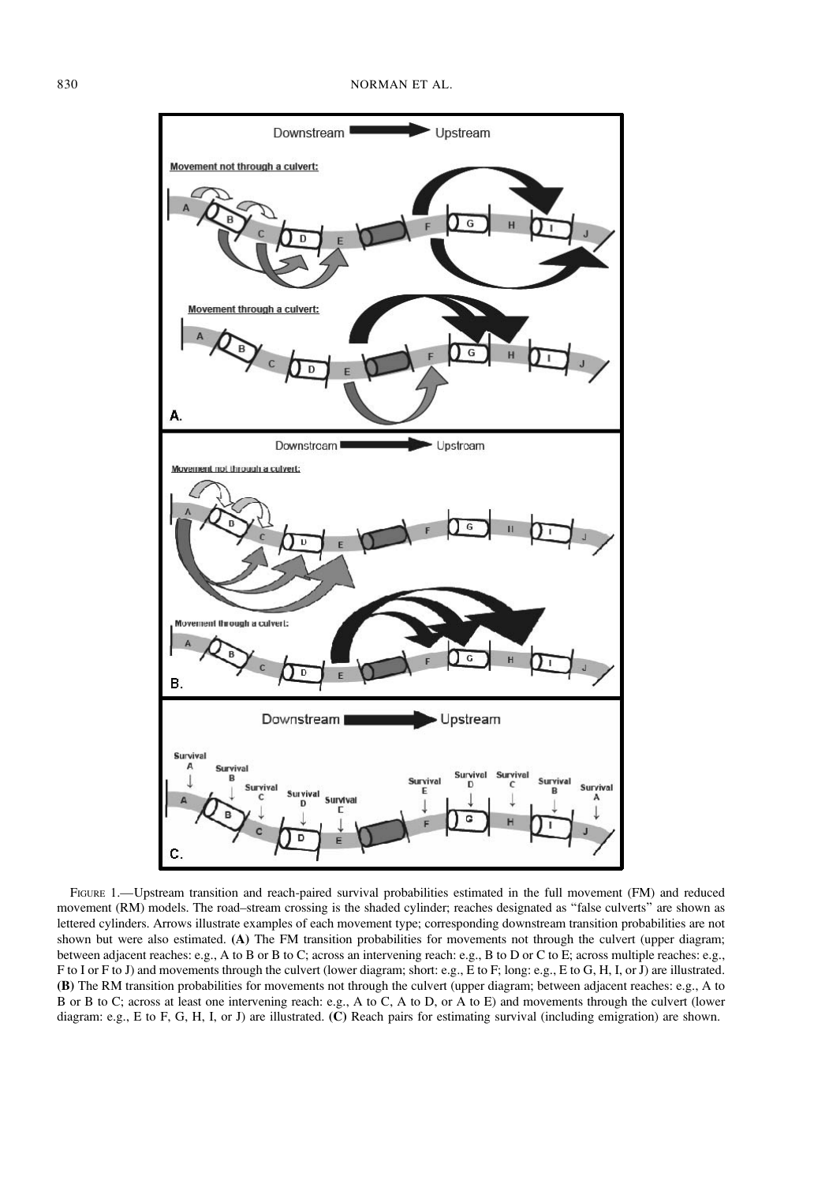FIGURE 1.—Upstream transition and reach-paired survival probabilities estimated in the full movement (FM) and reduced movement (RM) models. The road–stream crossing is the shaded cylinder; reaches designated as "false culverts" are shown as lettered cylinders. Arrows illustrate examples of each movement type; corresponding downstream transition probabilities are not shown but were also estimated. **(A)** The FM transition probabilities for movements not through the culvert (upper diagram; between adjacent reaches: e.g., A to B or B to C; across an intervening reach: e.g., B to D or C to E; across multiple reaches: e.g., F to I or F to J) and movements through the culvert (lower diagram; short: e.g., E to F; long: e.g., E to G, H, I, or J) are illustrated. **(B)** The RM transition probabilities for movements not through the culvert (upper diagram; between adjacent reaches: e.g., A to B or B to C; across at least one intervening reach: e.g., A to C, A to D, or A to E) and movements through the culvert (lower diagram: e.g., E to F, G, H, I, or J) are illustrated. **(C)** Reach pairs for estimating survival (including emigration) are shown.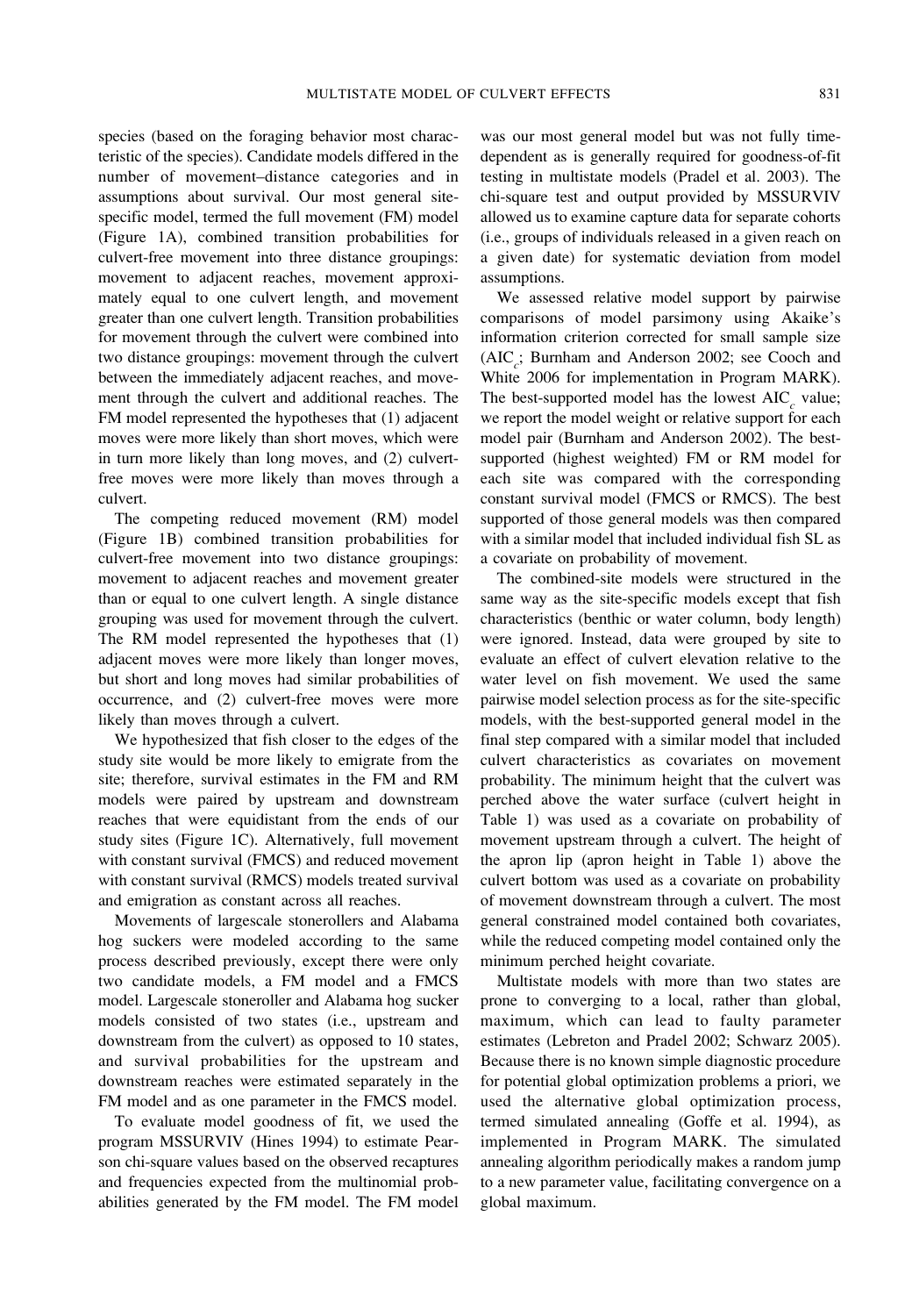species (based on the foraging behavior most characteristic of the species). Candidate models differed in the number of movement–distance categories and in assumptions about survival. Our most general site-specific model, termed the full movement (FM) model (Figure 1A), combined transition probabilities for culvert-free movement into three distance groupings: movement to adjacent reaches, movement approximately equal to one culvert length, and movement greater than one culvert length. Transition probabilities for movement through the culvert were combined into two distance groupings: movement through the culvert between the immediately adjacent reaches, and movement through the culvert and additional reaches. The FM model represented the hypotheses that (1) adjacent moves were more likely than short moves, which were in turn more likely than long moves, and (2) culvert-free moves were more likely than moves through a culvert.

The competing reduced movement (RM) model (Figure 1B) combined transition probabilities for culvert-free movement into two distance groupings: movement to adjacent reaches and movement greater than or equal to one culvert length. A single distance grouping was used for movement through the culvert. The RM model represented the hypotheses that (1) adjacent moves were more likely than longer moves, but short and long moves had similar probabilities of occurrence, and (2) culvert-free moves were more likely than moves through a culvert.

We hypothesized that fish closer to the edges of the study site would be more likely to emigrate from the site; therefore, survival estimates in the FM and RM models were paired by upstream and downstream reaches that were equidistant from the ends of our study sites (Figure 1C). Alternatively, full movement with constant survival (FMCS) and reduced movement with constant survival (RMCS) models treated survival and emigration as constant across all reaches.

Movements of largescale stonerollers and Alabama hog suckers were modeled according to the same process described previously, except there were only two candidate models, a FM model and a FMCS model. Largescale stoneroller and Alabama hog sucker models consisted of two states (i.e., upstream and downstream from the culvert) as opposed to 10 states, and survival probabilities for the upstream and downstream reaches were estimated separately in the FM model and as one parameter in the FMCS model.

To evaluate model goodness of fit, we used the program MSSURVIV (Hines 1994) to estimate Pearson chi-square values based on the observed recaptures and frequencies expected from the multinomial probabilities generated by the FM model. The FM model was our most general model but was not fully time-dependent as is generally required for goodness-of-fit testing in multistate models (Pradel et al. 2003). The chi-square test and output provided by MSSURVIV allowed us to examine capture data for separate cohorts (i.e., groups of individuals released in a given reach on a given date) for systematic deviation from model assumptions.

We assessed relative model support by pairwise comparisons of model parsimony using Akaike's information criterion corrected for small sample size ($AIC_c$; Burnham and Anderson 2002; see Cooch and White 2006 for implementation in Program MARK). The best-supported model has the lowest $AIC_c$ value; we report the model weight or relative support for each model pair (Burnham and Anderson 2002). The best-supported (highest weighted) FM or RM model for each site was compared with the corresponding constant survival model (FMCS or RMCS). The best supported of those general models was then compared with a similar model that included individual fish SL as a covariate on probability of movement.

The combined-site models were structured in the same way as the site-specific models except that fish characteristics (benthic or water column, body length) were ignored. Instead, data were grouped by site to evaluate an effect of culvert elevation relative to the water level on fish movement. We used the same pairwise model selection process as for the site-specific models, with the best-supported general model in the final step compared with a similar model that included culvert characteristics as covariates on movement probability. The minimum height that the culvert was perched above the water surface (culvert height in Table 1) was used as a covariate on probability of movement upstream through a culvert. The height of the apron lip (apron height in Table 1) above the culvert bottom was used as a covariate on probability of movement downstream through a culvert. The most general constrained model contained both covariates, while the reduced competing model contained only the minimum perched height covariate.

Multistate models with more than two states are prone to converging to a local, rather than global, maximum, which can lead to faulty parameter estimates (Lebreton and Pradel 2002; Schwarz 2005). Because there is no known simple diagnostic procedure for potential global optimization problems a priori, we used the alternative global optimization process, termed simulated annealing (Goffe et al. 1994), as implemented in Program MARK. The simulated annealing algorithm periodically makes a random jump to a new parameter value, facilitating convergence on a global maximum.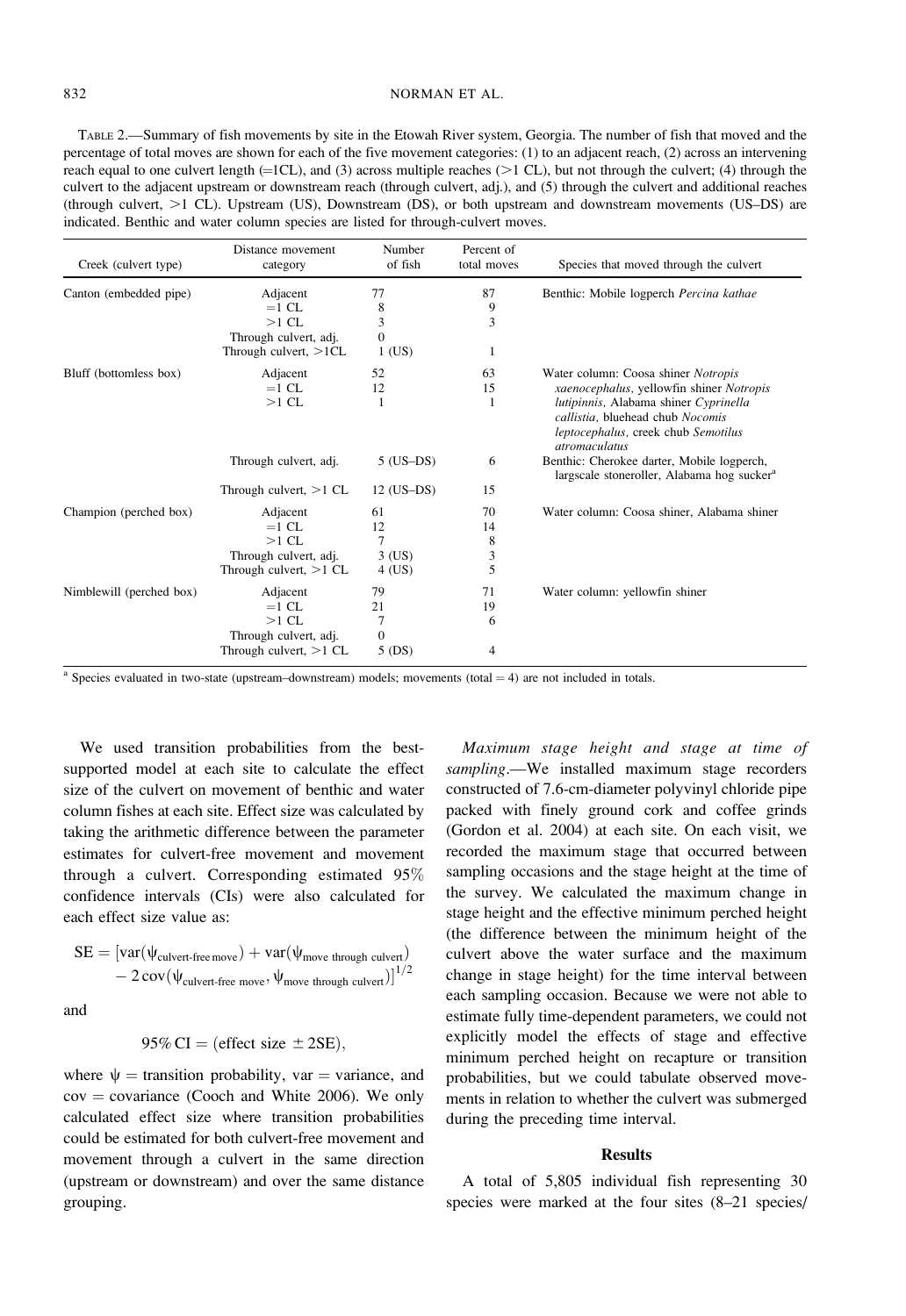TABLE 2.—Summary of fish movements by site in the Etowah River system, Georgia. The number of fish that moved and the percentage of total moves are shown for each of the five movement categories: (1) to an adjacent reach, (2) across an intervening reach equal to one culvert length (=1CL), and (3) across multiple reaches (>1 CL), but not through the culvert; (4) through the culvert to the adjacent upstream or downstream reach (through culvert, adj.), and (5) through the culvert and additional reaches (through culvert, >1 CL). Upstream (US), Downstream (DS), or both upstream and downstream movements (US–DS) are indicated. Benthic and water column species are listed for through-culvert moves.

| Creek (culvert type) | Distance movement category | Number of fish | Percent of total moves | Species that moved through the culvert |
|---|---|---|---|---|
| Canton (embedded pipe) | Adjacent | 77 | 87 | Benthic: Mobile logperch *Percina kathae* |
| | =1 CL | 8 | 9 | |
| | >1 CL | 3 | 3 | |
| | Through culvert, adj. | 0 | | |
| | Through culvert, >1CL | 1 (US) | 1 | |
| Bluff (bottomless box) | Adjacent | 52 | 63 | Water column: Coosa shiner *Notropis xaenocephalus*, yellowfin shiner *Notropis lutipinnis*, Alabama shiner *Cyprinella callistia*, bluehead chub *Nocomis leptocephalus*, creek chub *Semotilus atromaculatus* |
| | =1 CL | 12 | 15 | |
| | >1 CL | 1 | 1 | |
| | Through culvert, adj. | 5 (US–DS) | 6 | Benthic: Cherokee darter, Mobile logperch, largscale stoneroller, Alabama hog sucker[a] |
| | Through culvert, >1 CL | 12 (US–DS) | 15 | |
| Champion (perched box) | Adjacent | 61 | 70 | Water column: Coosa shiner, Alabama shiner |
| | =1 CL | 12 | 14 | |
| | >1 CL | 7 | 8 | |
| | Through culvert, adj. | 3 (US) | 3 | |
| | Through culvert, >1 CL | 4 (US) | 5 | |
| Nimblewill (perched box) | Adjacent | 79 | 71 | Water column: yellowfin shiner |
| | =1 CL | 21 | 19 | |
| | >1 CL | 7 | 6 | |
| | Through culvert, adj. | 0 | | |
| | Through culvert, >1 CL | 5 (DS) | 4 | |

[a] Species evaluated in two-state (upstream–downstream) models; movements (total = 4) are not included in totals.

We used transition probabilities from the best-supported model at each site to calculate the effect size of the culvert on movement of benthic and water column fishes at each site. Effect size was calculated by taking the arithmetic difference between the parameter estimates for culvert-free movement and movement through a culvert. Corresponding estimated 95% confidence intervals (CIs) were also calculated for each effect size value as:

$$\mathrm{SE} = [\mathrm{var}(\psi_{\text{culvert-free move}}) + \mathrm{var}(\psi_{\text{move through culvert}}) - 2\,\mathrm{cov}(\psi_{\text{culvert-free move}}, \psi_{\text{move through culvert}})]^{1/2}$$

and

$$95\%\,\mathrm{CI} = (\text{effect size } \pm 2\mathrm{SE}),$$

where $\psi$ = transition probability, var = variance, and cov = covariance (Cooch and White 2006). We only calculated effect size where transition probabilities could be estimated for both culvert-free movement and movement through a culvert in the same direction (upstream or downstream) and over the same distance grouping.

*Maximum stage height and stage at time of sampling*.—We installed maximum stage recorders constructed of 7.6-cm-diameter polyvinyl chloride pipe packed with finely ground cork and coffee grinds (Gordon et al. 2004) at each site. On each visit, we recorded the maximum stage that occurred between sampling occasions and the stage height at the time of the survey. We calculated the maximum change in stage height and the effective minimum perched height (the difference between the minimum height of the culvert above the water surface and the maximum change in stage height) for the time interval between each sampling occasion. Because we were not able to estimate fully time-dependent parameters, we could not explicitly model the effects of stage and effective minimum perched height on recapture or transition probabilities, but we could tabulate observed movements in relation to whether the culvert was submerged during the preceding time interval.

## Results

A total of 5,805 individual fish representing 30 species were marked at the four sites (8–21 species/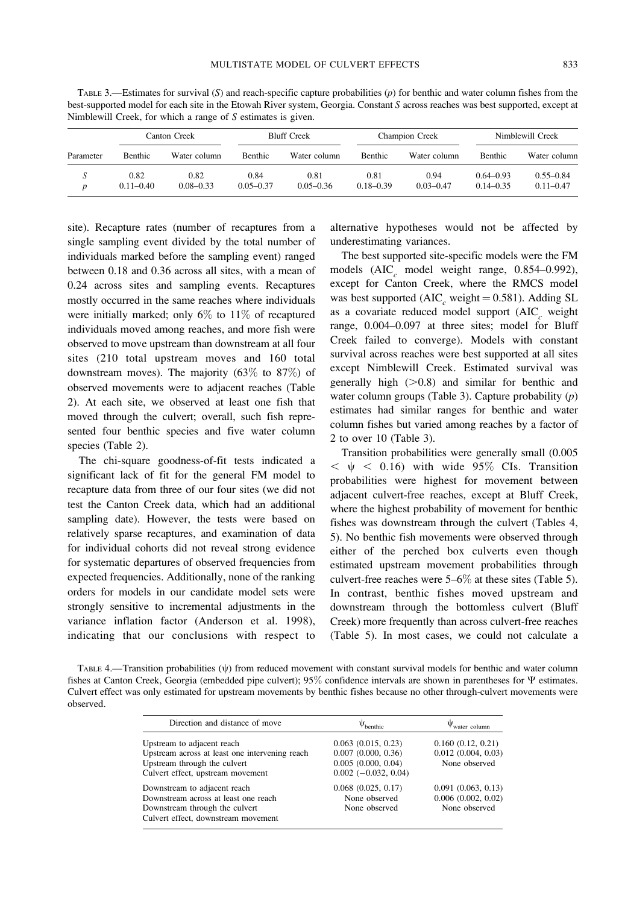TABLE 3.—Estimates for survival ($S$) and reach-specific capture probabilities ($p$) for benthic and water column fishes from the best-supported model for each site in the Etowah River system, Georgia. Constant $S$ across reaches was best supported, except at Nimblewill Creek, for which a range of $S$ estimates is given.

| Parameter | Canton Creek | | Bluff Creek | | Champion Creek | | Nimblewill Creek | |
|---|---|---|---|---|---|---|---|---|
| | Benthic | Water column | Benthic | Water column | Benthic | Water column | Benthic | Water column |
| $S$ | 0.82 | 0.82 | 0.84 | 0.81 | 0.81 | 0.94 | 0.64–0.93 | 0.55–0.84 |
| $p$ | 0.11–0.40 | 0.08–0.33 | 0.05–0.37 | 0.05–0.36 | 0.18–0.39 | 0.03–0.47 | 0.14–0.35 | 0.11–0.47 |

site). Recapture rates (number of recaptures from a single sampling event divided by the total number of individuals marked before the sampling event) ranged between 0.18 and 0.36 across all sites, with a mean of 0.24 across sites and sampling events. Recaptures mostly occurred in the same reaches where individuals were initially marked; only 6% to 11% of recaptured individuals moved among reaches, and more fish were observed to move upstream than downstream at all four sites (210 total upstream moves and 160 total downstream moves). The majority (63% to 87%) of observed movements were to adjacent reaches (Table 2). At each site, we observed at least one fish that moved through the culvert; overall, such fish represented four benthic species and five water column species (Table 2).

The chi-square goodness-of-fit tests indicated a significant lack of fit for the general FM model to recapture data from three of our four sites (we did not test the Canton Creek data, which had an additional sampling date). However, the tests were based on relatively sparse recaptures, and examination of data for individual cohorts did not reveal strong evidence for systematic departures of observed frequencies from expected frequencies. Additionally, none of the ranking orders for models in our candidate model sets were strongly sensitive to incremental adjustments in the variance inflation factor (Anderson et al. 1998), indicating that our conclusions with respect to alternative hypotheses would not be affected by underestimating variances.

The best supported site-specific models were the FM models ($AIC_c$ model weight range, 0.854–0.992), except for Canton Creek, where the RMCS model was best supported ($AIC_c$ weight = 0.581). Adding SL as a covariate reduced model support ($AIC_c$ weight range, 0.004–0.097 at three sites; model for Bluff Creek failed to converge). Models with constant survival across reaches were best supported at all sites except Nimblewill Creek. Estimated survival was generally high (>0.8) and similar for benthic and water column groups (Table 3). Capture probability ($p$) estimates had similar ranges for benthic and water column fishes but varied among reaches by a factor of 2 to over 10 (Table 3).

Transition probabilities were generally small ($0.005 < \psi < 0.16$) with wide 95% CIs. Transition probabilities were highest for movement between adjacent culvert-free reaches, except at Bluff Creek, where the highest probability of movement for benthic fishes was downstream through the culvert (Tables 4, 5). No benthic fish movements were observed through either of the perched box culverts even though estimated upstream movement probabilities through culvert-free reaches were 5–6% at these sites (Table 5). In contrast, benthic fishes moved upstream and downstream through the bottomless culvert (Bluff Creek) more frequently than across culvert-free reaches (Table 5). In most cases, we could not calculate a

TABLE 4.—Transition probabilities ($\psi$) from reduced movement with constant survival models for benthic and water column fishes at Canton Creek, Georgia (embedded pipe culvert); 95% confidence intervals are shown in parentheses for $\Psi$ estimates. Culvert effect was only estimated for upstream movements by benthic fishes because no other through-culvert movements were observed.

| Direction and distance of move | $\psi_{\text{benthic}}$ | $\psi_{\text{water column}}$ |
|---|---|---|
| Upstream to adjacent reach | 0.063 (0.015, 0.23) | 0.160 (0.12, 0.21) |
| Upstream across at least one intervening reach | 0.007 (0.000, 0.36) | 0.012 (0.004, 0.03) |
| Upstream through the culvert | 0.005 (0.000, 0.04) | None observed |
| Culvert effect, upstream movement | 0.002 (−0.032, 0.04) | |
| Downstream to adjacent reach | 0.068 (0.025, 0.17) | 0.091 (0.063, 0.13) |
| Downstream across at least one reach | None observed | 0.006 (0.002, 0.02) |
| Downstream through the culvert | None observed | None observed |
| Culvert effect, downstream movement | | |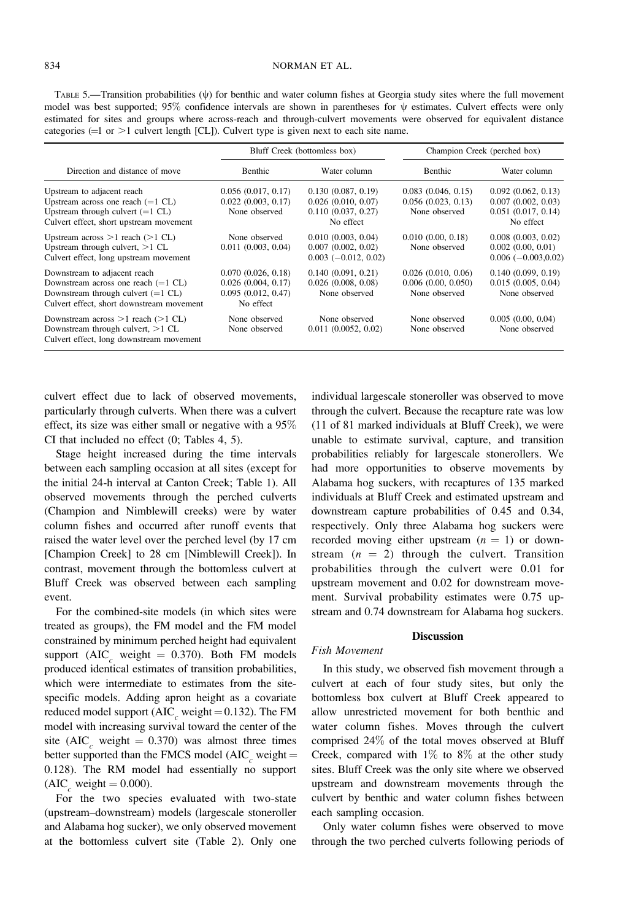TABLE 5.—Transition probabilities (ψ) for benthic and water column fishes at Georgia study sites where the full movement model was best supported; 95% confidence intervals are shown in parentheses for ψ estimates. Culvert effects were only estimated for sites and groups where across-reach and through-culvert movements were observed for equivalent distance categories (=1 or >1 culvert length [CL]). Culvert type is given next to each site name.

| Direction and distance of move | Bluff Creek (bottomless box) | | Champion Creek (perched box) | |
|---|---|---|---|---|
| | Benthic | Water column | Benthic | Water column |
| Upstream to adjacent reach | 0.056 (0.017, 0.17) | 0.130 (0.087, 0.19) | 0.083 (0.046, 0.15) | 0.092 (0.062, 0.13) |
| Upstream across one reach (=1 CL) | 0.022 (0.003, 0.17) | 0.026 (0.010, 0.07) | 0.056 (0.023, 0.13) | 0.007 (0.002, 0.03) |
| Upstream through culvert (=1 CL) | None observed | 0.110 (0.037, 0.27) | None observed | 0.051 (0.017, 0.14) |
| Culvert effect, short upstream movement | | No effect | | No effect |
| Upstream across >1 reach (>1 CL) | None observed | 0.010 (0.003, 0.04) | 0.010 (0.00, 0.18) | 0.008 (0.003, 0.02) |
| Upstream through culvert, >1 CL | 0.011 (0.003, 0.04) | 0.007 (0.002, 0.02) | None observed | 0.002 (0.00, 0.01) |
| Culvert effect, long upstream movement | | 0.003 (−0.012, 0.02) | | 0.006 (−0.003,0.02) |
| Downstream to adjacent reach | 0.070 (0.026, 0.18) | 0.140 (0.091, 0.21) | 0.026 (0.010, 0.06) | 0.140 (0.099, 0.19) |
| Downstream across one reach (=1 CL) | 0.026 (0.004, 0.17) | 0.026 (0.008, 0.08) | 0.006 (0.00, 0.050) | 0.015 (0.005, 0.04) |
| Downstream through culvert (=1 CL) | 0.095 (0.012, 0.47) | None observed | None observed | None observed |
| Culvert effect, short downstream movement | No effect | | | |
| Downstream across >1 reach (>1 CL) | None observed | None observed | None observed | 0.005 (0.00, 0.04) |
| Downstream through culvert, >1 CL | None observed | 0.011 (0.0052, 0.02) | None observed | None observed |
| Culvert effect, long downstream movement | | | | |

culvert effect due to lack of observed movements, particularly through culverts. When there was a culvert effect, its size was either small or negative with a 95% CI that included no effect (0; Tables 4, 5).

Stage height increased during the time intervals between each sampling occasion at all sites (except for the initial 24-h interval at Canton Creek; Table 1). All observed movements through the perched culverts (Champion and Nimblewill creeks) were by water column fishes and occurred after runoff events that raised the water level over the perched level (by 17 cm [Champion Creek] to 28 cm [Nimblewill Creek]). In contrast, movement through the bottomless culvert at Bluff Creek was observed between each sampling event.

For the combined-site models (in which sites were treated as groups), the FM model and the FM model constrained by minimum perched height had equivalent support ($AIC_c$ weight = 0.370). Both FM models produced identical estimates of transition probabilities, which were intermediate to estimates from the site-specific models. Adding apron height as a covariate reduced model support ($AIC_c$ weight = 0.132). The FM model with increasing survival toward the center of the site ($AIC_c$ weight = 0.370) was almost three times better supported than the FMCS model ($AIC_c$ weight = 0.128). The RM model had essentially no support ($AIC_c$ weight = 0.000).

For the two species evaluated with two-state (upstream–downstream) models (largescale stoneroller and Alabama hog sucker), we only observed movement at the bottomless culvert site (Table 2). Only one individual largescale stoneroller was observed to move through the culvert. Because the recapture rate was low (11 of 81 marked individuals at Bluff Creek), we were unable to estimate survival, capture, and transition probabilities reliably for largescale stonerollers. We had more opportunities to observe movements by Alabama hog suckers, with recaptures of 135 marked individuals at Bluff Creek and estimated upstream and downstream capture probabilities of 0.45 and 0.34, respectively. Only three Alabama hog suckers were recorded moving either upstream ($n$ = 1) or downstream ($n$ = 2) through the culvert. Transition probabilities through the culvert were 0.01 for upstream movement and 0.02 for downstream movement. Survival probability estimates were 0.75 upstream and 0.74 downstream for Alabama hog suckers.

## Discussion

### *Fish Movement*

In this study, we observed fish movement through a culvert at each of four study sites, but only the bottomless box culvert at Bluff Creek appeared to allow unrestricted movement for both benthic and water column fishes. Moves through the culvert comprised 24% of the total moves observed at Bluff Creek, compared with 1% to 8% at the other study sites. Bluff Creek was the only site where we observed upstream and downstream movements through the culvert by benthic and water column fishes between each sampling occasion.

Only water column fishes were observed to move through the two perched culverts following periods of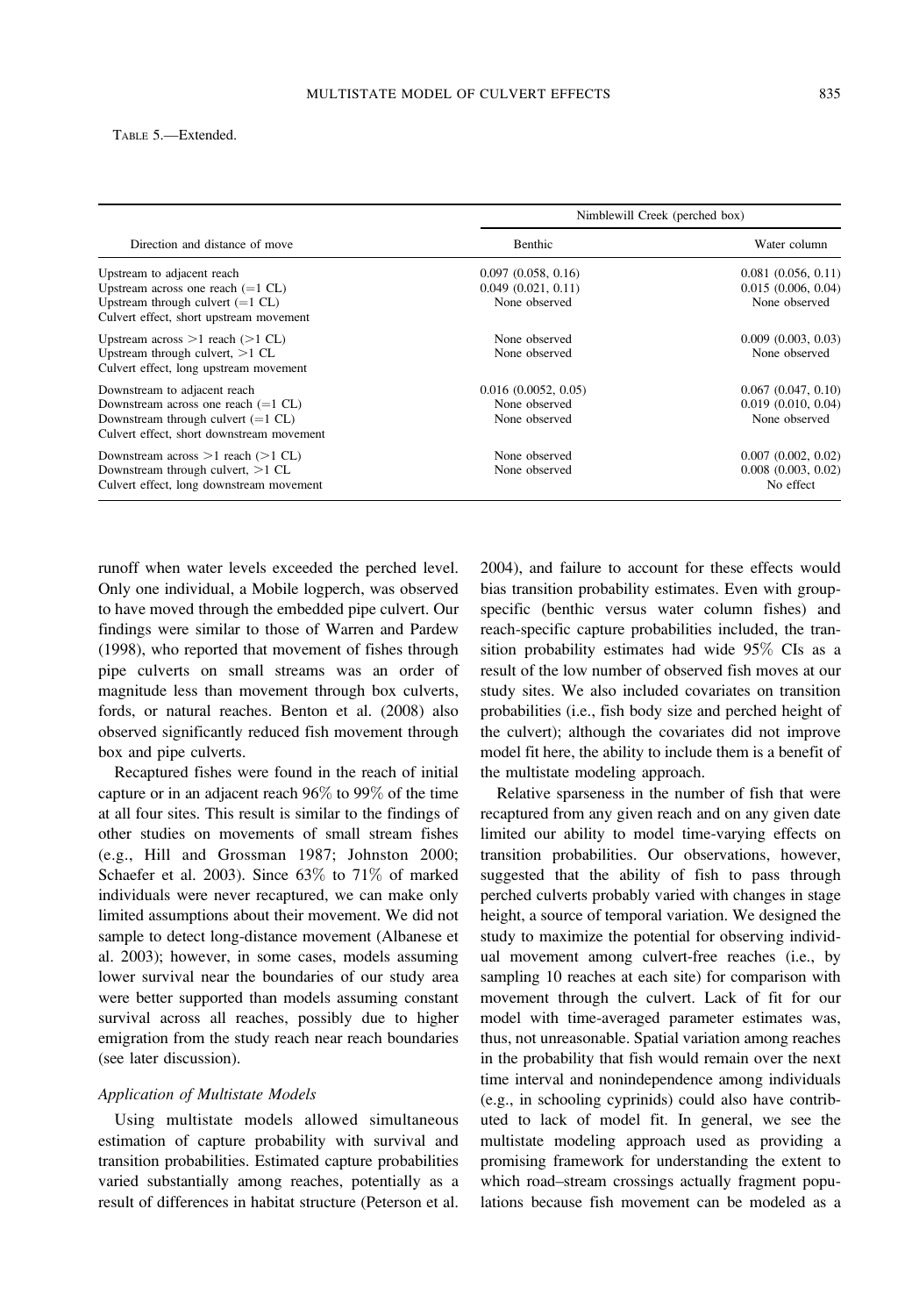TABLE 5.—Extended.

| Direction and distance of move | Nimblewill Creek (perched box) | |
|---|---|---|
| | Benthic | Water column |
| Upstream to adjacent reach | 0.097 (0.058, 0.16) | 0.081 (0.056, 0.11) |
| Upstream across one reach (=1 CL) | 0.049 (0.021, 0.11) | 0.015 (0.006, 0.04) |
| Upstream through culvert (=1 CL) | None observed | None observed |
| Culvert effect, short upstream movement | | |
| Upstream across >1 reach (>1 CL) | None observed | 0.009 (0.003, 0.03) |
| Upstream through culvert, >1 CL | None observed | None observed |
| Culvert effect, long upstream movement | | |
| Downstream to adjacent reach | 0.016 (0.0052, 0.05) | 0.067 (0.047, 0.10) |
| Downstream across one reach (=1 CL) | None observed | 0.019 (0.010, 0.04) |
| Downstream through culvert (=1 CL) | None observed | None observed |
| Culvert effect, short downstream movement | | |
| Downstream across >1 reach (>1 CL) | None observed | 0.007 (0.002, 0.02) |
| Downstream through culvert, >1 CL | None observed | 0.008 (0.003, 0.02) |
| Culvert effect, long downstream movement | | No effect |

runoff when water levels exceeded the perched level. Only one individual, a Mobile logperch, was observed to have moved through the embedded pipe culvert. Our findings were similar to those of Warren and Pardew (1998), who reported that movement of fishes through pipe culverts on small streams was an order of magnitude less than movement through box culverts, fords, or natural reaches. Benton et al. (2008) also observed significantly reduced fish movement through box and pipe culverts.

Recaptured fishes were found in the reach of initial capture or in an adjacent reach 96% to 99% of the time at all four sites. This result is similar to the findings of other studies on movements of small stream fishes (e.g., Hill and Grossman 1987; Johnston 2000; Schaefer et al. 2003). Since 63% to 71% of marked individuals were never recaptured, we can make only limited assumptions about their movement. We did not sample to detect long-distance movement (Albanese et al. 2003); however, in some cases, models assuming lower survival near the boundaries of our study area were better supported than models assuming constant survival across all reaches, possibly due to higher emigration from the study reach near reach boundaries (see later discussion).

### Application of Multistate Models

Using multistate models allowed simultaneous estimation of capture probability with survival and transition probabilities. Estimated capture probabilities varied substantially among reaches, potentially as a result of differences in habitat structure (Peterson et al. 2004), and failure to account for these effects would bias transition probability estimates. Even with group-specific (benthic versus water column fishes) and reach-specific capture probabilities included, the transition probability estimates had wide 95% CIs as a result of the low number of observed fish moves at our study sites. We also included covariates on transition probabilities (i.e., fish body size and perched height of the culvert); although the covariates did not improve model fit here, the ability to include them is a benefit of the multistate modeling approach.

Relative sparseness in the number of fish that were recaptured from any given reach and on any given date limited our ability to model time-varying effects on transition probabilities. Our observations, however, suggested that the ability of fish to pass through perched culverts probably varied with changes in stage height, a source of temporal variation. We designed the study to maximize the potential for observing individual movement among culvert-free reaches (i.e., by sampling 10 reaches at each site) for comparison with movement through the culvert. Lack of fit for our model with time-averaged parameter estimates was, thus, not unreasonable. Spatial variation among reaches in the probability that fish would remain over the next time interval and nonindependence among individuals (e.g., in schooling cyprinids) could also have contributed to lack of model fit. In general, we see the multistate modeling approach used as providing a promising framework for understanding the extent to which road–stream crossings actually fragment populations because fish movement can be modeled as a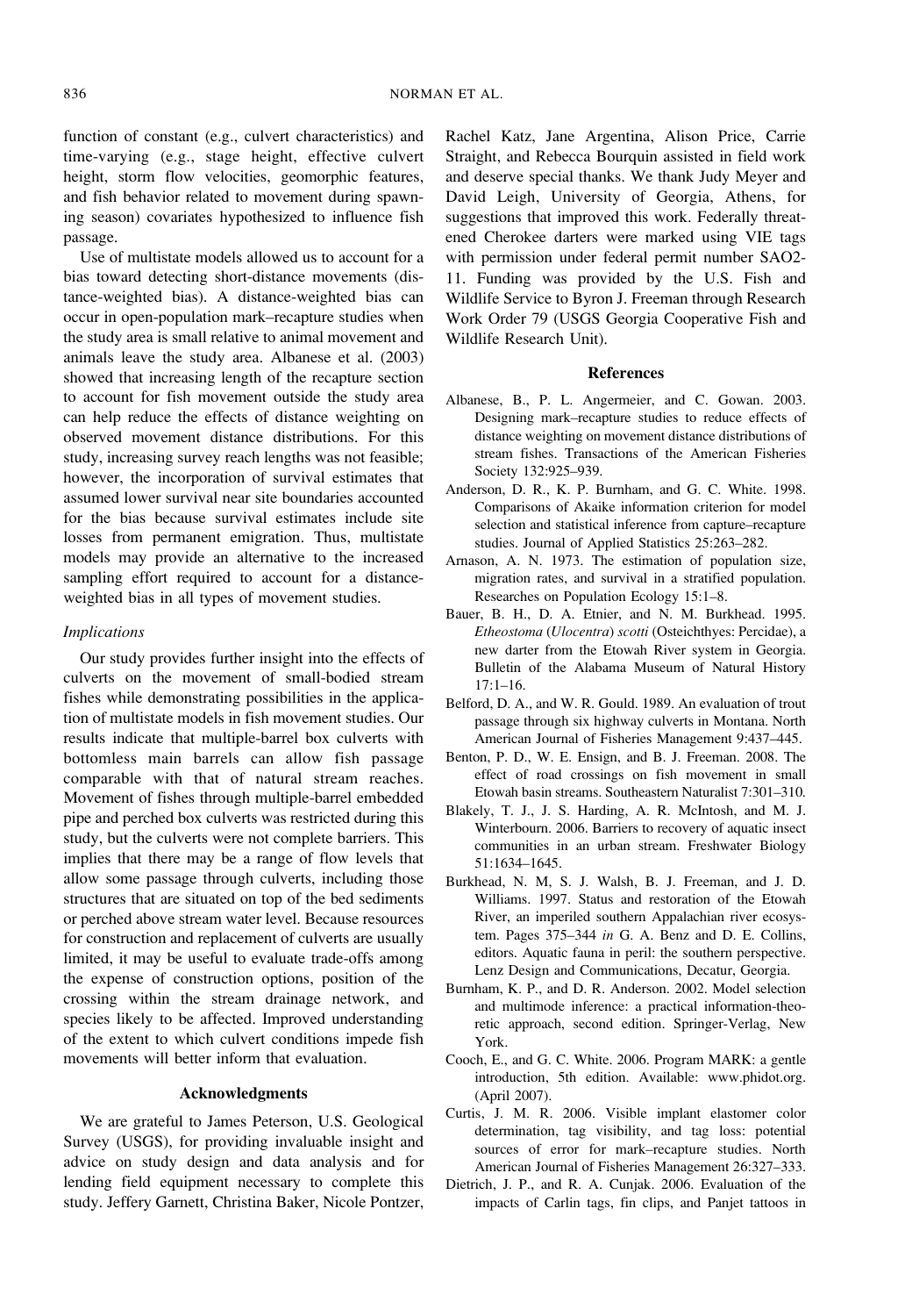function of constant (e.g., culvert characteristics) and time-varying (e.g., stage height, effective culvert height, storm flow velocities, geomorphic features, and fish behavior related to movement during spawning season) covariates hypothesized to influence fish passage.

Use of multistate models allowed us to account for a bias toward detecting short-distance movements (distance-weighted bias). A distance-weighted bias can occur in open-population mark–recapture studies when the study area is small relative to animal movement and animals leave the study area. Albanese et al. (2003) showed that increasing length of the recapture section to account for fish movement outside the study area can help reduce the effects of distance weighting on observed movement distance distributions. For this study, increasing survey reach lengths was not feasible; however, the incorporation of survival estimates that assumed lower survival near site boundaries accounted for the bias because survival estimates include site losses from permanent emigration. Thus, multistate models may provide an alternative to the increased sampling effort required to account for a distance-weighted bias in all types of movement studies.

### *Implications*

Our study provides further insight into the effects of culverts on the movement of small-bodied stream fishes while demonstrating possibilities in the application of multistate models in fish movement studies. Our results indicate that multiple-barrel box culverts with bottomless main barrels can allow fish passage comparable with that of natural stream reaches. Movement of fishes through multiple-barrel embedded pipe and perched box culverts was restricted during this study, but the culverts were not complete barriers. This implies that there may be a range of flow levels that allow some passage through culverts, including those structures that are situated on top of the bed sediments or perched above stream water level. Because resources for construction and replacement of culverts are usually limited, it may be useful to evaluate trade-offs among the expense of construction options, position of the crossing within the stream drainage network, and species likely to be affected. Improved understanding of the extent to which culvert conditions impede fish movements will better inform that evaluation.

## Acknowledgments

We are grateful to James Peterson, U.S. Geological Survey (USGS), for providing invaluable insight and advice on study design and data analysis and for lending field equipment necessary to complete this study. Jeffery Garnett, Christina Baker, Nicole Pontzer, Rachel Katz, Jane Argentina, Alison Price, Carrie Straight, and Rebecca Bourquin assisted in field work and deserve special thanks. We thank Judy Meyer and David Leigh, University of Georgia, Athens, for suggestions that improved this work. Federally threatened Cherokee darters were marked using VIE tags with permission under federal permit number SAO2-11. Funding was provided by the U.S. Fish and Wildlife Service to Byron J. Freeman through Research Work Order 79 (USGS Georgia Cooperative Fish and Wildlife Research Unit).

## References

Albanese, B., P. L. Angermeier, and C. Gowan. 2003. Designing mark–recapture studies to reduce effects of distance weighting on movement distance distributions of stream fishes. Transactions of the American Fisheries Society 132:925–939.

Anderson, D. R., K. P. Burnham, and G. C. White. 1998. Comparisons of Akaike information criterion for model selection and statistical inference from capture–recapture studies. Journal of Applied Statistics 25:263–282.

Arnason, A. N. 1973. The estimation of population size, migration rates, and survival in a stratified population. Researches on Population Ecology 15:1–8.

Bauer, B. H., D. A. Etnier, and N. M. Burkhead. 1995. *Etheostoma* (*Ulocentra*) *scotti* (Osteichthyes: Percidae), a new darter from the Etowah River system in Georgia. Bulletin of the Alabama Museum of Natural History 17:1–16.

Belford, D. A., and W. R. Gould. 1989. An evaluation of trout passage through six highway culverts in Montana. North American Journal of Fisheries Management 9:437–445.

Benton, P. D., W. E. Ensign, and B. J. Freeman. 2008. The effect of road crossings on fish movement in small Etowah basin streams. Southeastern Naturalist 7:301–310.

Blakely, T. J., J. S. Harding, A. R. McIntosh, and M. J. Winterbourn. 2006. Barriers to recovery of aquatic insect communities in an urban stream. Freshwater Biology 51:1634–1645.

Burkhead, N. M, S. J. Walsh, B. J. Freeman, and J. D. Williams. 1997. Status and restoration of the Etowah River, an imperiled southern Appalachian river ecosystem. Pages 375–344 *in* G. A. Benz and D. E. Collins, editors. Aquatic fauna in peril: the southern perspective. Lenz Design and Communications, Decatur, Georgia.

Burnham, K. P., and D. R. Anderson. 2002. Model selection and multimode inference: a practical information-theoretic approach, second edition. Springer-Verlag, New York.

Cooch, E., and G. C. White. 2006. Program MARK: a gentle introduction, 5th edition. Available: www.phidot.org. (April 2007).

Curtis, J. M. R. 2006. Visible implant elastomer color determination, tag visibility, and tag loss: potential sources of error for mark–recapture studies. North American Journal of Fisheries Management 26:327–333.

Dietrich, J. P., and R. A. Cunjak. 2006. Evaluation of the impacts of Carlin tags, fin clips, and Panjet tattoos in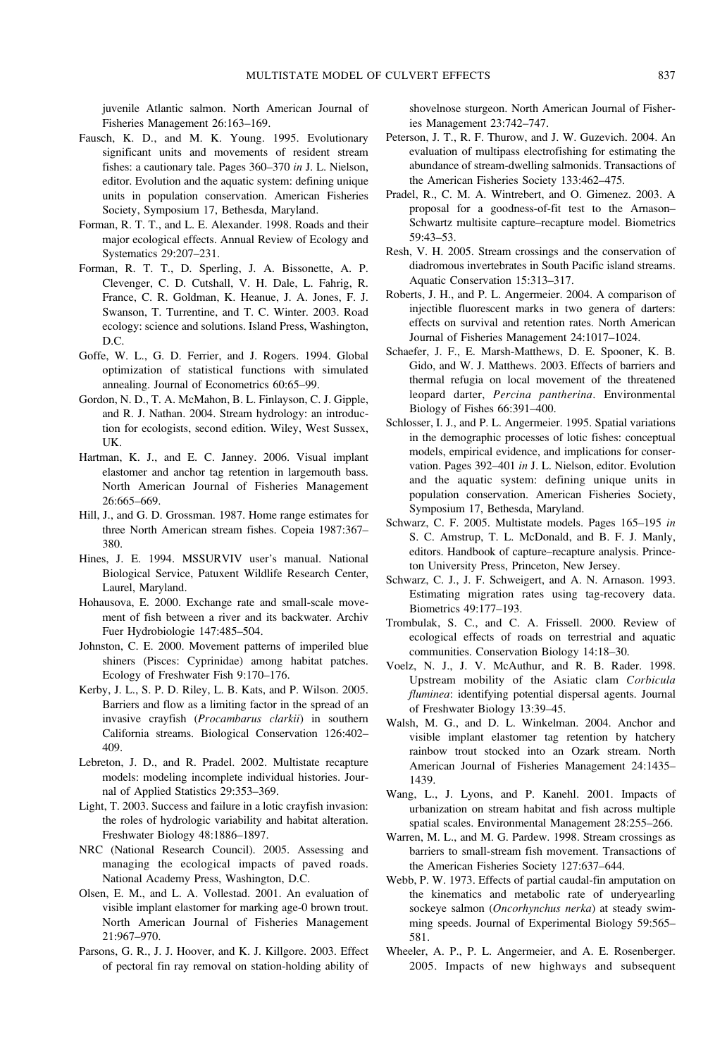juvenile Atlantic salmon. North American Journal of Fisheries Management 26:163–169.

Fausch, K. D., and M. K. Young. 1995. Evolutionary significant units and movements of resident stream fishes: a cautionary tale. Pages 360–370 *in* J. L. Nielson, editor. Evolution and the aquatic system: defining unique units in population conservation. American Fisheries Society, Symposium 17, Bethesda, Maryland.

Forman, R. T. T., and L. E. Alexander. 1998. Roads and their major ecological effects. Annual Review of Ecology and Systematics 29:207–231.

Forman, R. T. T., D. Sperling, J. A. Bissonette, A. P. Clevenger, C. D. Cutshall, V. H. Dale, L. Fahrig, R. France, C. R. Goldman, K. Heanue, J. A. Jones, F. J. Swanson, T. Turrentine, and T. C. Winter. 2003. Road ecology: science and solutions. Island Press, Washington, D.C.

Goffe, W. L., G. D. Ferrier, and J. Rogers. 1994. Global optimization of statistical functions with simulated annealing. Journal of Econometrics 60:65–99.

Gordon, N. D., T. A. McMahon, B. L. Finlayson, C. J. Gipple, and R. J. Nathan. 2004. Stream hydrology: an introduction for ecologists, second edition. Wiley, West Sussex, UK.

Hartman, K. J., and E. C. Janney. 2006. Visual implant elastomer and anchor tag retention in largemouth bass. North American Journal of Fisheries Management 26:665–669.

Hill, J., and G. D. Grossman. 1987. Home range estimates for three North American stream fishes. Copeia 1987:367–380.

Hines, J. E. 1994. MSSURVIV user's manual. National Biological Service, Patuxent Wildlife Research Center, Laurel, Maryland.

Hohausova, E. 2000. Exchange rate and small-scale movement of fish between a river and its backwater. Archiv Fuer Hydrobiologie 147:485–504.

Johnston, C. E. 2000. Movement patterns of imperiled blue shiners (Pisces: Cyprinidae) among habitat patches. Ecology of Freshwater Fish 9:170–176.

Kerby, J. L., S. P. D. Riley, L. B. Kats, and P. Wilson. 2005. Barriers and flow as a limiting factor in the spread of an invasive crayfish (*Procambarus clarkii*) in southern California streams. Biological Conservation 126:402–409.

Lebreton, J. D., and R. Pradel. 2002. Multistate recapture models: modeling incomplete individual histories. Journal of Applied Statistics 29:353–369.

Light, T. 2003. Success and failure in a lotic crayfish invasion: the roles of hydrologic variability and habitat alteration. Freshwater Biology 48:1886–1897.

NRC (National Research Council). 2005. Assessing and managing the ecological impacts of paved roads. National Academy Press, Washington, D.C.

Olsen, E. M., and L. A. Vollestad. 2001. An evaluation of visible implant elastomer for marking age-0 brown trout. North American Journal of Fisheries Management 21:967–970.

Parsons, G. R., J. J. Hoover, and K. J. Killgore. 2003. Effect of pectoral fin ray removal on station-holding ability of shovelnose sturgeon. North American Journal of Fisheries Management 23:742–747.

Peterson, J. T., R. F. Thurow, and J. W. Guzevich. 2004. An evaluation of multipass electrofishing for estimating the abundance of stream-dwelling salmonids. Transactions of the American Fisheries Society 133:462–475.

Pradel, R., C. M. A. Wintrebert, and O. Gimenez. 2003. A proposal for a goodness-of-fit test to the Arnason–Schwartz multisite capture–recapture model. Biometrics 59:43–53.

Resh, V. H. 2005. Stream crossings and the conservation of diadromous invertebrates in South Pacific island streams. Aquatic Conservation 15:313–317.

Roberts, J. H., and P. L. Angermeier. 2004. A comparison of injectible fluorescent marks in two genera of darters: effects on survival and retention rates. North American Journal of Fisheries Management 24:1017–1024.

Schaefer, J. F., E. Marsh-Matthews, D. E. Spooner, K. B. Gido, and W. J. Matthews. 2003. Effects of barriers and thermal refugia on local movement of the threatened leopard darter, *Percina pantherina*. Environmental Biology of Fishes 66:391–400.

Schlosser, I. J., and P. L. Angermeier. 1995. Spatial variations in the demographic processes of lotic fishes: conceptual models, empirical evidence, and implications for conservation. Pages 392–401 *in* J. L. Nielson, editor. Evolution and the aquatic system: defining unique units in population conservation. American Fisheries Society, Symposium 17, Bethesda, Maryland.

Schwarz, C. F. 2005. Multistate models. Pages 165–195 *in* S. C. Amstrup, T. L. McDonald, and B. F. J. Manly, editors. Handbook of capture–recapture analysis. Princeton University Press, Princeton, New Jersey.

Schwarz, C. J., J. F. Schweigert, and A. N. Arnason. 1993. Estimating migration rates using tag-recovery data. Biometrics 49:177–193.

Trombulak, S. C., and C. A. Frissell. 2000. Review of ecological effects of roads on terrestrial and aquatic communities. Conservation Biology 14:18–30.

Voelz, N. J., J. V. McAuthur, and R. B. Rader. 1998. Upstream mobility of the Asiatic clam *Corbicula fluminea*: identifying potential dispersal agents. Journal of Freshwater Biology 13:39–45.

Walsh, M. G., and D. L. Winkelman. 2004. Anchor and visible implant elastomer tag retention by hatchery rainbow trout stocked into an Ozark stream. North American Journal of Fisheries Management 24:1435–1439.

Wang, L., J. Lyons, and P. Kanehl. 2001. Impacts of urbanization on stream habitat and fish across multiple spatial scales. Environmental Management 28:255–266.

Warren, M. L., and M. G. Pardew. 1998. Stream crossings as barriers to small-stream fish movement. Transactions of the American Fisheries Society 127:637–644.

Webb, P. W. 1973. Effects of partial caudal-fin amputation on the kinematics and metabolic rate of underyearling sockeye salmon (*Oncorhynchus nerka*) at steady swimming speeds. Journal of Experimental Biology 59:565–581.

Wheeler, A. P., P. L. Angermeier, and A. E. Rosenberger. 2005. Impacts of new highways and subsequent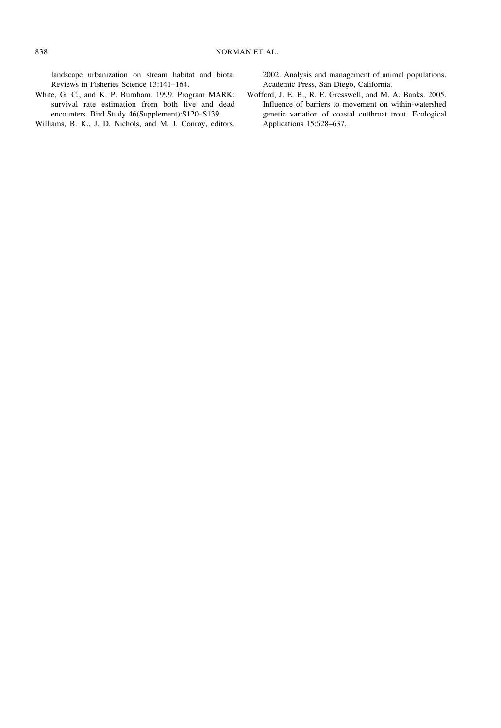landscape urbanization on stream habitat and biota. Reviews in Fisheries Science 13:141–164.

White, G. C., and K. P. Burnham. 1999. Program MARK: survival rate estimation from both live and dead encounters. Bird Study 46(Supplement):S120–S139.

Williams, B. K., J. D. Nichols, and M. J. Conroy, editors. 2002. Analysis and management of animal populations. Academic Press, San Diego, California.

Wofford, J. E. B., R. E. Gresswell, and M. A. Banks. 2005. Influence of barriers to movement on within-watershed genetic variation of coastal cutthroat trout. Ecological Applications 15:628–637.